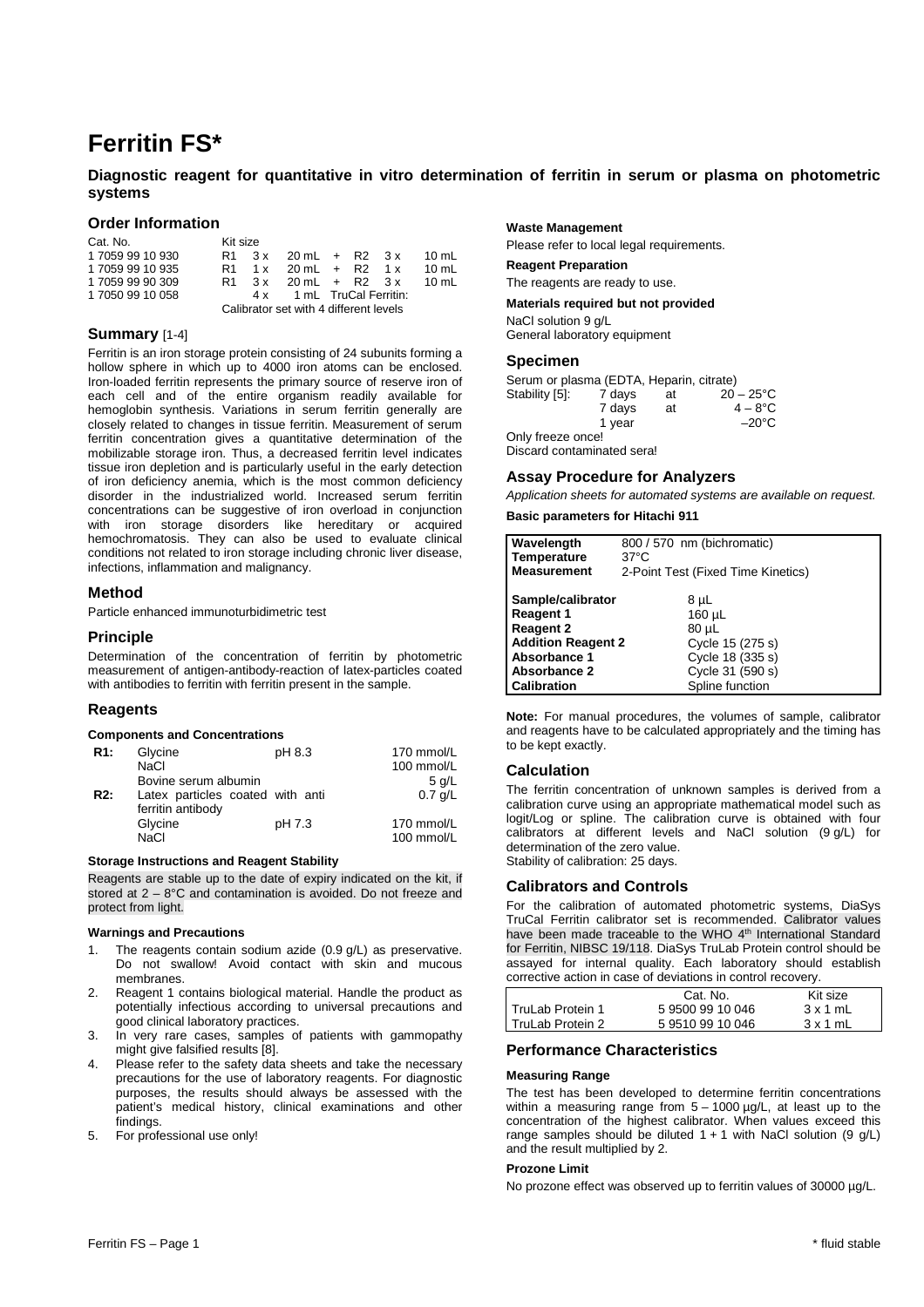# Ferritin FS*

**Diagnostic reagent for quantitative in vitro determination of ferritin in serum or plasma on photometric systems**

## Order Information

| Cat. No. | Kit size |
|---|---|
| 1 7059 99 10 930 | R1 3 x 20 mL + R2 3 x 10 mL |
| 1 7059 99 10 935 | R1 1 x 20 mL + R2 1 x 10 mL |
| 1 7059 99 90 309 | R1 3 x 20 mL + R2 3 x 10 mL |
| 1 7050 99 10 058 | 4 x 1 mL TruCal Ferritin: Calibrator set with 4 different levels |

## Summary [1-4]

Ferritin is an iron storage protein consisting of 24 subunits forming a hollow sphere in which up to 4000 iron atoms can be enclosed. Iron-loaded ferritin represents the primary source of reserve iron of each cell and of the entire organism readily available for hemoglobin synthesis. Variations in serum ferritin generally are closely related to changes in tissue ferritin. Measurement of serum ferritin concentration gives a quantitative determination of the mobilizable storage iron. Thus, a decreased ferritin level indicates tissue iron depletion and is particularly useful in the early detection of iron deficiency anemia, which is the most common deficiency disorder in the industrialized world. Increased serum ferritin concentrations can be suggestive of iron overload in conjunction with iron storage disorders like hereditary or acquired hemochromatosis. They can also be used to evaluate clinical conditions not related to iron storage including chronic liver disease, infections, inflammation and malignancy.

## Method

Particle enhanced immunoturbidimetric test

## Principle

Determination of the concentration of ferritin by photometric measurement of antigen-antibody-reaction of latex-particles coated with antibodies to ferritin with ferritin present in the sample.

## Reagents

### Components and Concentrations

| | | | |
|---|---|---|---|
| **R1:** | Glycine | pH 8.3 | 170 mmol/L |
| | NaCl | | 100 mmol/L |
| | Bovine serum albumin | | 5 g/L |
| **R2:** | Latex particles coated with anti ferritin antibody | | 0.7 g/L |
| | Glycine | pH 7.3 | 170 mmol/L |
| | NaCl | | 100 mmol/L |

### Storage Instructions and Reagent Stability

Reagents are stable up to the date of expiry indicated on the kit, if stored at 2 – 8°C and contamination is avoided. Do not freeze and protect from light.

### Warnings and Precautions

1. The reagents contain sodium azide (0.9 g/L) as preservative. Do not swallow! Avoid contact with skin and mucous membranes.
2. Reagent 1 contains biological material. Handle the product as potentially infectious according to universal precautions and good clinical laboratory practices.
3. In very rare cases, samples of patients with gammopathy might give falsified results [8].
4. Please refer to the safety data sheets and take the necessary precautions for the use of laboratory reagents. For diagnostic purposes, the results should always be assessed with the patient's medical history, clinical examinations and other findings.
5. For professional use only!

### Waste Management

Please refer to local legal requirements.

### Reagent Preparation

The reagents are ready to use.

### Materials required but not provided

NaCl solution 9 g/L
General laboratory equipment

## Specimen

Serum or plasma (EDTA, Heparin, citrate)

| Stability [5]: | | | |
|---|---|---|---|
| | 7 days | at | 20 – 25°C |
| | 7 days | at | 4 – 8°C |
| | 1 year | | –20°C |

Only freeze once!
Discard contaminated sera!

## Assay Procedure for Analyzers

*Application sheets for automated systems are available on request.*

### Basic parameters for Hitachi 911

| | |
|---|---|
| **Wavelength** | 800 / 570 nm (bichromatic) |
| **Temperature** | 37°C |
| **Measurement** | 2-Point Test (Fixed Time Kinetics) |
| **Sample/calibrator** | 8 µL |
| **Reagent 1** | 160 µL |
| **Reagent 2** | 80 µL |
| **Addition Reagent 2** | Cycle 15 (275 s) |
| **Absorbance 1** | Cycle 18 (335 s) |
| **Absorbance 2** | Cycle 31 (590 s) |
| **Calibration** | Spline function |

**Note:** For manual procedures, the volumes of sample, calibrator and reagents have to be calculated appropriately and the timing has to be kept exactly.

## Calculation

The ferritin concentration of unknown samples is derived from a calibration curve using an appropriate mathematical model such as logit/Log or spline. The calibration curve is obtained with four calibrators at different levels and NaCl solution (9 g/L) for determination of the zero value.
Stability of calibration: 25 days.

## Calibrators and Controls

For the calibration of automated photometric systems, DiaSys TruCal Ferritin calibrator set is recommended. Calibrator values have been made traceable to the WHO 4th International Standard for Ferritin, NIBSC 19/118. DiaSys TruLab Protein control should be assayed for internal quality. Each laboratory should establish corrective action in case of deviations in control recovery.

| | Cat. No. | Kit size |
|---|---|---|
| TruLab Protein 1 | 5 9500 99 10 046 | 3 x 1 mL |
| TruLab Protein 2 | 5 9510 99 10 046 | 3 x 1 mL |

## Performance Characteristics

### Measuring Range

The test has been developed to determine ferritin concentrations within a measuring range from 5 – 1000 µg/L, at least up to the concentration of the highest calibrator. When values exceed this range samples should be diluted 1 + 1 with NaCl solution (9 g/L) and the result multiplied by 2.

### Prozone Limit

No prozone effect was observed up to ferritin values of 30000 µg/L.

\* fluid stable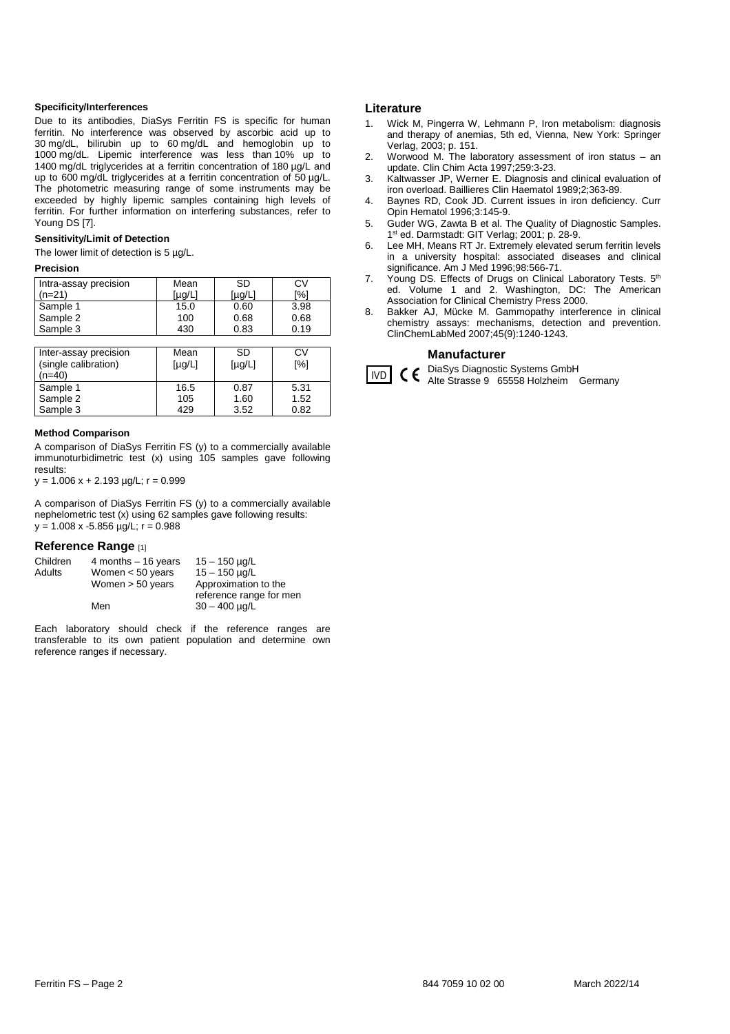#### Specificity/Interferences

Due to its antibodies, DiaSys Ferritin FS is specific for human ferritin. No interference was observed by ascorbic acid up to 30 mg/dL, bilirubin up to 60 mg/dL and hemoglobin up to 1000 mg/dL. Lipemic interference was less than 10% up to 1400 mg/dL triglycerides at a ferritin concentration of 180 µg/L and up to 600 mg/dL triglycerides at a ferritin concentration of 50 µg/L. The photometric measuring range of some instruments may be exceeded by highly lipemic samples containing high levels of ferritin. For further information on interfering substances, refer to Young DS [7].

#### Sensitivity/Limit of Detection

The lower limit of detection is 5 µg/L.

#### Precision

| Intra-assay precision (n=21) | Mean [µg/L] | SD [µg/L] | CV [%] |
|---|---|---|---|
| Sample 1 | 15.0 | 0.60 | 3.98 |
| Sample 2 | 100 | 0.68 | 0.68 |
| Sample 3 | 430 | 0.83 | 0.19 |

| Inter-assay precision (single calibration) (n=40) | Mean [µg/L] | SD [µg/L] | CV [%] |
|---|---|---|---|
| Sample 1 | 16.5 | 0.87 | 5.31 |
| Sample 2 | 105 | 1.60 | 1.52 |
| Sample 3 | 429 | 3.52 | 0.82 |

#### Method Comparison

A comparison of DiaSys Ferritin FS (y) to a commercially available immunoturbidimetric test (x) using 105 samples gave following results:
$y = 1.006\,x + 2.193$ µg/L; $r = 0.999$

A comparison of DiaSys Ferritin FS (y) to a commercially available nephelometric test (x) using 62 samples gave following results:
$y = 1.008\,x - 5.856$ µg/L; $r = 0.988$

### Reference Range [1]

| | | |
|---|---|---|
| Children | 4 months – 16 years | 15 – 150 µg/L |
| Adults | Women < 50 years | 15 – 150 µg/L |
| | Women > 50 years | Approximation to the reference range for men |
| | Men | 30 – 400 µg/L |

Each laboratory should check if the reference ranges are transferable to its own patient population and determine own reference ranges if necessary.

### Literature

1. Wick M, Pingerra W, Lehmann P, Iron metabolism: diagnosis and therapy of anemias, 5th ed, Vienna, New York: Springer Verlag, 2003; p. 151.
2. Worwood M. The laboratory assessment of iron status – an update. Clin Chim Acta 1997;259:3-23.
3. Kaltwasser JP, Werner E. Diagnosis and clinical evaluation of iron overload. Baillieres Clin Haematol 1989;2;363-89.
4. Baynes RD, Cook JD. Current issues in iron deficiency. Curr Opin Hematol 1996;3:145-9.
5. Guder WG, Zawta B et al. The Quality of Diagnostic Samples. 1st ed. Darmstadt: GIT Verlag; 2001; p. 28-9.
6. Lee MH, Means RT Jr. Extremely elevated serum ferritin levels in a university hospital: associated diseases and clinical significance. Am J Med 1996;98:566-71.
7. Young DS. Effects of Drugs on Clinical Laboratory Tests. 5th ed. Volume 1 and 2. Washington, DC: The American Association for Clinical Chemistry Press 2000.
8. Bakker AJ, Mücke M. Gammopathy interference in clinical chemistry assays: mechanisms, detection and prevention. ClinChemLabMed 2007;45(9):1240-1243.

### Manufacturer

IVD CE DiaSys Diagnostic Systems GmbH
Alte Strasse 9 65558 Holzheim Germany

Ferritin FS – Page 2 844 7059 10 02 00 March 2022/14